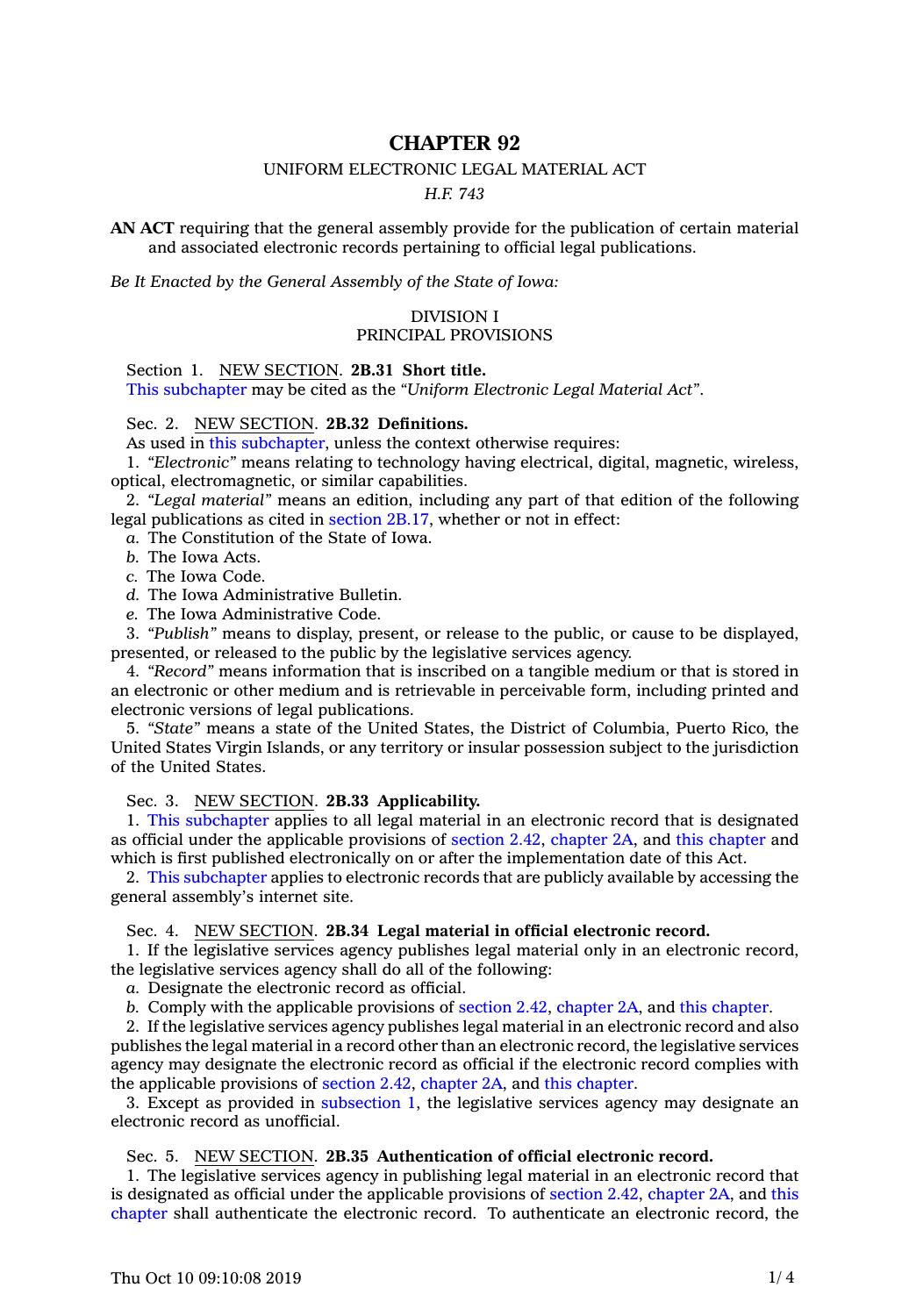# CHAPTER 92

UNIFORM ELECTRONIC LEGAL MATERIAL ACT

*H.F. 743*

**AN ACT** requiring that the general assembly provide for the publication of certain material and associated electronic records pertaining to official legal publications.

*Be It Enacted by the General Assembly of the State of Iowa:*

DIVISION I
PRINCIPAL PROVISIONS

Section 1. NEW SECTION. **2B.31 Short title.**

This subchapter may be cited as the *"Uniform Electronic Legal Material Act"*.

Sec. 2. NEW SECTION. **2B.32 Definitions.**

As used in this subchapter, unless the context otherwise requires:

1. *"Electronic"* means relating to technology having electrical, digital, magnetic, wireless, optical, electromagnetic, or similar capabilities.

2. *"Legal material"* means an edition, including any part of that edition of the following legal publications as cited in section 2B.17, whether or not in effect:

*a.* The Constitution of the State of Iowa.

*b.* The Iowa Acts.

*c.* The Iowa Code.

*d.* The Iowa Administrative Bulletin.

*e.* The Iowa Administrative Code.

3. *"Publish"* means to display, present, or release to the public, or cause to be displayed, presented, or released to the public by the legislative services agency.

4. *"Record"* means information that is inscribed on a tangible medium or that is stored in an electronic or other medium and is retrievable in perceivable form, including printed and electronic versions of legal publications.

5. *"State"* means a state of the United States, the District of Columbia, Puerto Rico, the United States Virgin Islands, or any territory or insular possession subject to the jurisdiction of the United States.

Sec. 3. NEW SECTION. **2B.33 Applicability.**

1. This subchapter applies to all legal material in an electronic record that is designated as official under the applicable provisions of section 2.42, chapter 2A, and this chapter and which is first published electronically on or after the implementation date of this Act.

2. This subchapter applies to electronic records that are publicly available by accessing the general assembly's internet site.

Sec. 4. NEW SECTION. **2B.34 Legal material in official electronic record.**

1. If the legislative services agency publishes legal material only in an electronic record, the legislative services agency shall do all of the following:

*a.* Designate the electronic record as official.

*b.* Comply with the applicable provisions of section 2.42, chapter 2A, and this chapter.

2. If the legislative services agency publishes legal material in an electronic record and also publishes the legal material in a record other than an electronic record, the legislative services agency may designate the electronic record as official if the electronic record complies with the applicable provisions of section 2.42, chapter 2A, and this chapter.

3. Except as provided in subsection 1, the legislative services agency may designate an electronic record as unofficial.

Sec. 5. NEW SECTION. **2B.35 Authentication of official electronic record.**

1. The legislative services agency in publishing legal material in an electronic record that is designated as official under the applicable provisions of section 2.42, chapter 2A, and this chapter shall authenticate the electronic record. To authenticate an electronic record, the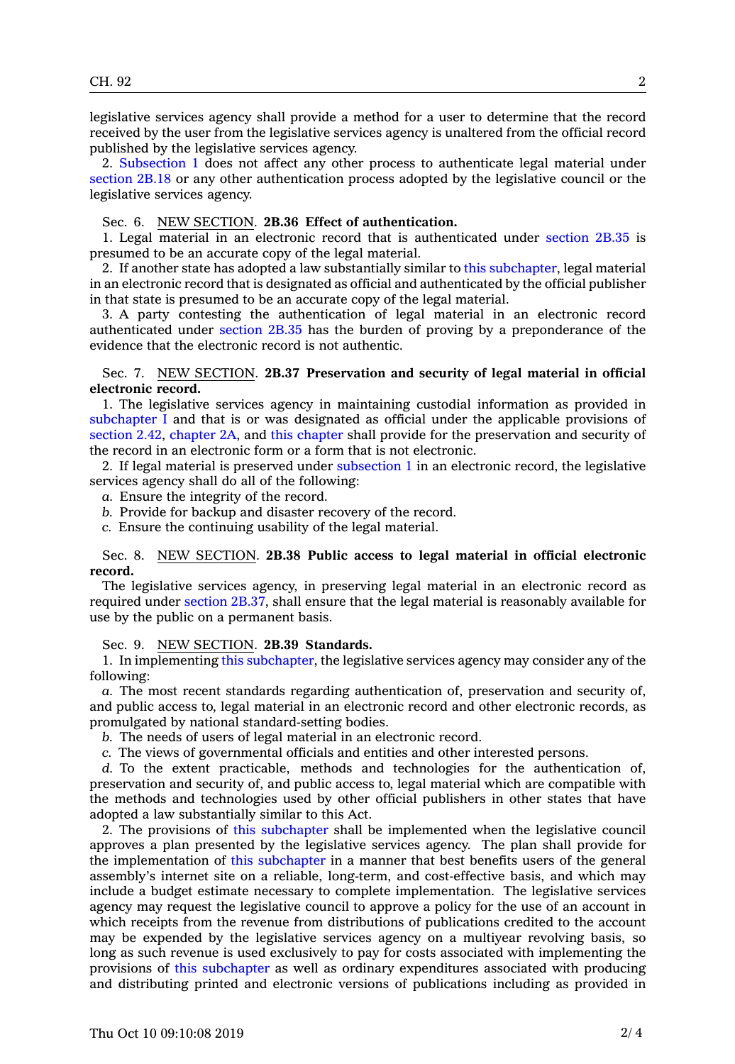legislative services agency shall provide a method for a user to determine that the record received by the user from the legislative services agency is unaltered from the official record published by the legislative services agency.

2. Subsection 1 does not affect any other process to authenticate legal material under section 2B.18 or any other authentication process adopted by the legislative council or the legislative services agency.

Sec. 6. NEW SECTION. **2B.36 Effect of authentication.**

1. Legal material in an electronic record that is authenticated under section 2B.35 is presumed to be an accurate copy of the legal material.

2. If another state has adopted a law substantially similar to this subchapter, legal material in an electronic record that is designated as official and authenticated by the official publisher in that state is presumed to be an accurate copy of the legal material.

3. A party contesting the authentication of legal material in an electronic record authenticated under section 2B.35 has the burden of proving by a preponderance of the evidence that the electronic record is not authentic.

Sec. 7. NEW SECTION. **2B.37 Preservation and security of legal material in official electronic record.**

1. The legislative services agency in maintaining custodial information as provided in subchapter I and that is or was designated as official under the applicable provisions of section 2.42, chapter 2A, and this chapter shall provide for the preservation and security of the record in an electronic form or a form that is not electronic.

2. If legal material is preserved under subsection 1 in an electronic record, the legislative services agency shall do all of the following:

*a.* Ensure the integrity of the record.

*b.* Provide for backup and disaster recovery of the record.

*c.* Ensure the continuing usability of the legal material.

Sec. 8. NEW SECTION. **2B.38 Public access to legal material in official electronic record.**

The legislative services agency, in preserving legal material in an electronic record as required under section 2B.37, shall ensure that the legal material is reasonably available for use by the public on a permanent basis.

Sec. 9. NEW SECTION. **2B.39 Standards.**

1. In implementing this subchapter, the legislative services agency may consider any of the following:

*a.* The most recent standards regarding authentication of, preservation and security of, and public access to, legal material in an electronic record and other electronic records, as promulgated by national standard-setting bodies.

*b.* The needs of users of legal material in an electronic record.

*c.* The views of governmental officials and entities and other interested persons.

*d.* To the extent practicable, methods and technologies for the authentication of, preservation and security of, and public access to, legal material which are compatible with the methods and technologies used by other official publishers in other states that have adopted a law substantially similar to this Act.

2. The provisions of this subchapter shall be implemented when the legislative council approves a plan presented by the legislative services agency. The plan shall provide for the implementation of this subchapter in a manner that best benefits users of the general assembly's internet site on a reliable, long-term, and cost-effective basis, and which may include a budget estimate necessary to complete implementation. The legislative services agency may request the legislative council to approve a policy for the use of an account in which receipts from the revenue from distributions of publications credited to the account may be expended by the legislative services agency on a multiyear revolving basis, so long as such revenue is used exclusively to pay for costs associated with implementing the provisions of this subchapter as well as ordinary expenditures associated with producing and distributing printed and electronic versions of publications including as provided in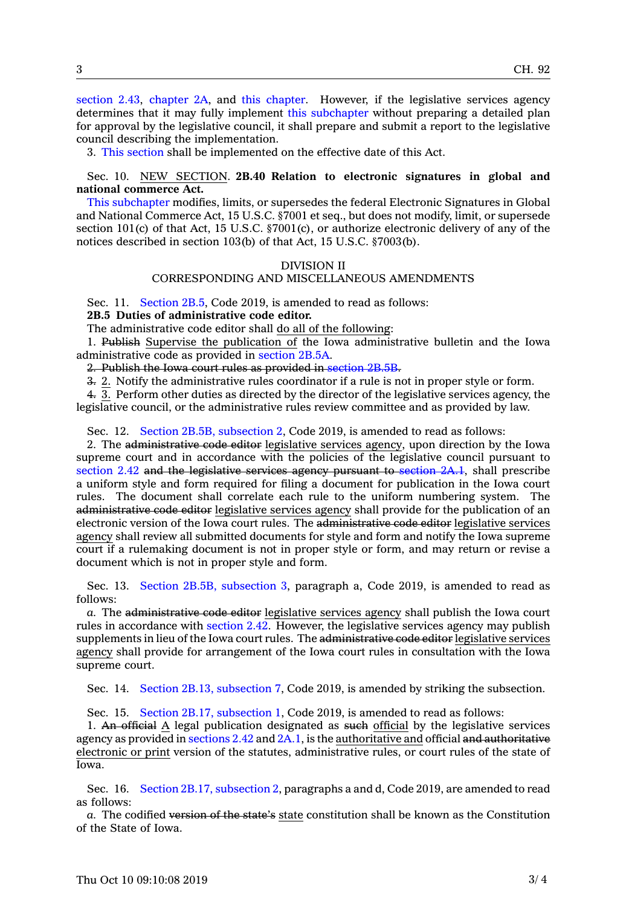section 2.43, chapter 2A, and this chapter. However, if the legislative services agency determines that it may fully implement this subchapter without preparing a detailed plan for approval by the legislative council, it shall prepare and submit a report to the legislative council describing the implementation.

3. This section shall be implemented on the effective date of this Act.

Sec. 10. <u>NEW SECTION</u>. **2B.40 Relation to electronic signatures in global and national commerce Act.**

This subchapter modifies, limits, or supersedes the federal Electronic Signatures in Global and National Commerce Act, 15 U.S.C. §7001 et seq., but does not modify, limit, or supersede section 101(c) of that Act, 15 U.S.C. §7001(c), or authorize electronic delivery of any of the notices described in section 103(b) of that Act, 15 U.S.C. §7003(b).

## DIVISION II
## CORRESPONDING AND MISCELLANEOUS AMENDMENTS

Sec. 11. Section 2B.5, Code 2019, is amended to read as follows:

**2B.5 Duties of administrative code editor.**

The administrative code editor shall <u>do all of the following</u>:

1. ~~Publish~~ <u>Supervise the publication of</u> the Iowa administrative bulletin and the Iowa administrative code as provided in section 2B.5A.

~~2. Publish the Iowa court rules as provided in section 2B.5B.~~

~~3.~~ <u>2.</u> Notify the administrative rules coordinator if a rule is not in proper style or form.

~~4.~~ <u>3.</u> Perform other duties as directed by the director of the legislative services agency, the legislative council, or the administrative rules review committee and as provided by law.

Sec. 12. Section 2B.5B, subsection 2, Code 2019, is amended to read as follows:

2. The ~~administrative code editor~~ <u>legislative services agency</u>, upon direction by the Iowa supreme court and in accordance with the policies of the legislative council pursuant to section 2.42 ~~and the legislative services agency pursuant to section 2A.1~~, shall prescribe a uniform style and form required for filing a document for publication in the Iowa court rules. The document shall correlate each rule to the uniform numbering system. The ~~administrative code editor~~ <u>legislative services agency</u> shall provide for the publication of an electronic version of the Iowa court rules. The ~~administrative code editor~~ <u>legislative services agency</u> shall review all submitted documents for style and form and notify the Iowa supreme court if a rulemaking document is not in proper style or form, and may return or revise a document which is not in proper style and form.

Sec. 13. Section 2B.5B, subsection 3, paragraph a, Code 2019, is amended to read as follows:

*a.* The ~~administrative code editor~~ <u>legislative services agency</u> shall publish the Iowa court rules in accordance with section 2.42. However, the legislative services agency may publish supplements in lieu of the Iowa court rules. The ~~administrative code editor~~ <u>legislative services agency</u> shall provide for arrangement of the Iowa court rules in consultation with the Iowa supreme court.

Sec. 14. Section 2B.13, subsection 7, Code 2019, is amended by striking the subsection.

Sec. 15. Section 2B.17, subsection 1, Code 2019, is amended to read as follows:

1. ~~An official~~ <u>A</u> legal publication designated as ~~such~~ <u>official</u> by the legislative services agency as provided in sections 2.42 and 2A.1, is the <u>authoritative and</u> official ~~and authoritative~~ <u>electronic or print</u> version of the statutes, administrative rules, or court rules of the state of Iowa.

Sec. 16. Section 2B.17, subsection 2, paragraphs a and d, Code 2019, are amended to read as follows:

*a.* The codified ~~version of the state's~~ <u>state</u> constitution shall be known as the Constitution of the State of Iowa.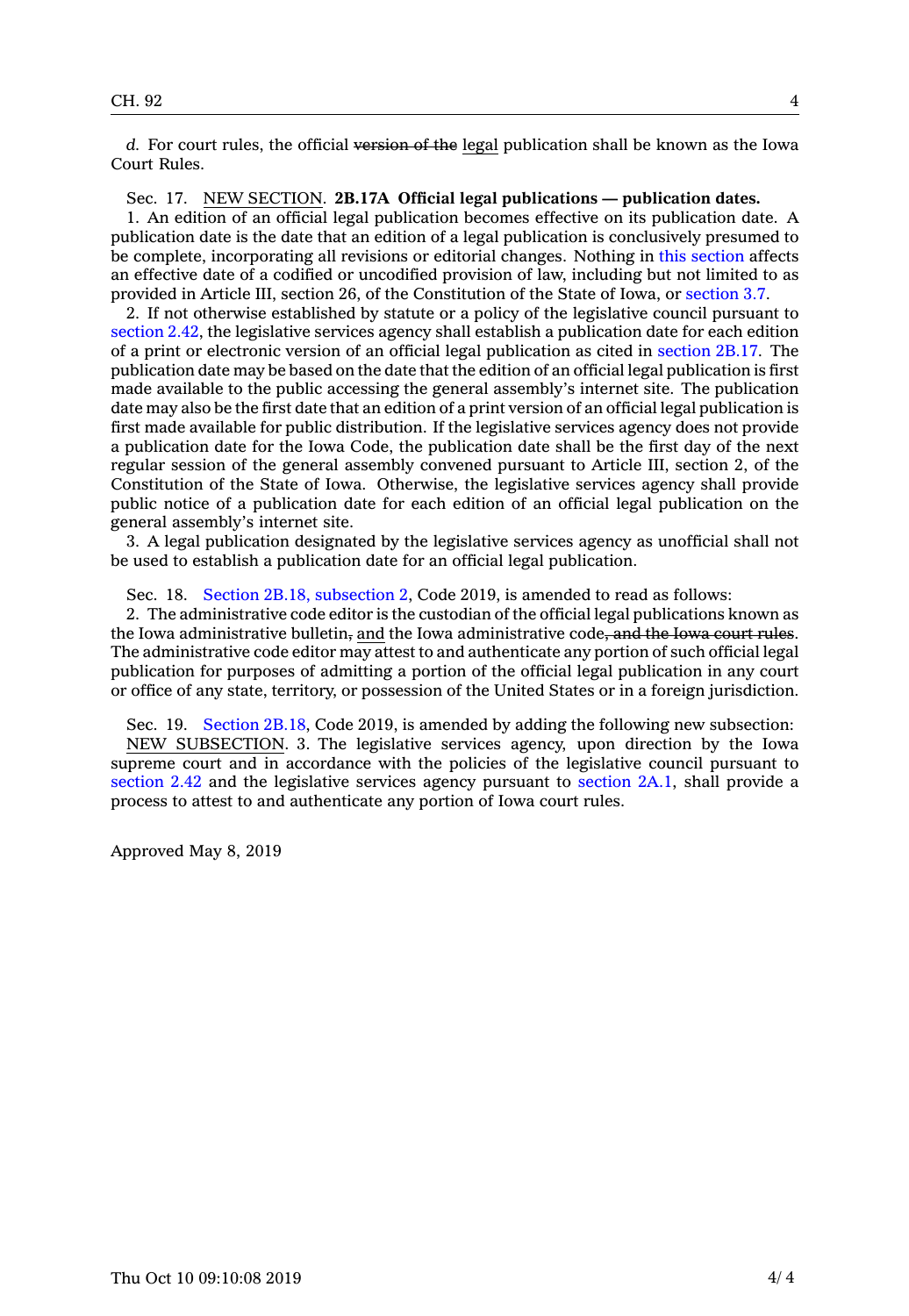*d.* For court rules, the official ~~version of the~~ <u>legal</u> publication shall be known as the Iowa Court Rules.

Sec. 17. <u>NEW SECTION</u>. **2B.17A Official legal publications — publication dates.**

1. An edition of an official legal publication becomes effective on its publication date. A publication date is the date that an edition of a legal publication is conclusively presumed to be complete, incorporating all revisions or editorial changes. Nothing in this section affects an effective date of a codified or uncodified provision of law, including but not limited to as provided in Article III, section 26, of the Constitution of the State of Iowa, or section 3.7.

2. If not otherwise established by statute or a policy of the legislative council pursuant to section 2.42, the legislative services agency shall establish a publication date for each edition of a print or electronic version of an official legal publication as cited in section 2B.17. The publication date may be based on the date that the edition of an official legal publication is first made available to the public accessing the general assembly's internet site. The publication date may also be the first date that an edition of a print version of an official legal publication is first made available for public distribution. If the legislative services agency does not provide a publication date for the Iowa Code, the publication date shall be the first day of the next regular session of the general assembly convened pursuant to Article III, section 2, of the Constitution of the State of Iowa. Otherwise, the legislative services agency shall provide public notice of a publication date for each edition of an official legal publication on the general assembly's internet site.

3. A legal publication designated by the legislative services agency as unofficial shall not be used to establish a publication date for an official legal publication.

Sec. 18. Section 2B.18, subsection 2, Code 2019, is amended to read as follows:

2. The administrative code editor is the custodian of the official legal publications known as the Iowa administrative bulletin~~,~~ <u>and</u> the Iowa administrative code~~, and the Iowa court rules~~. The administrative code editor may attest to and authenticate any portion of such official legal publication for purposes of admitting a portion of the official legal publication in any court or office of any state, territory, or possession of the United States or in a foreign jurisdiction.

Sec. 19. Section 2B.18, Code 2019, is amended by adding the following new subsection:

<u>NEW SUBSECTION</u>. 3. The legislative services agency, upon direction by the Iowa supreme court and in accordance with the policies of the legislative council pursuant to section 2.42 and the legislative services agency pursuant to section 2A.1, shall provide a process to attest to and authenticate any portion of Iowa court rules.

Approved May 8, 2019